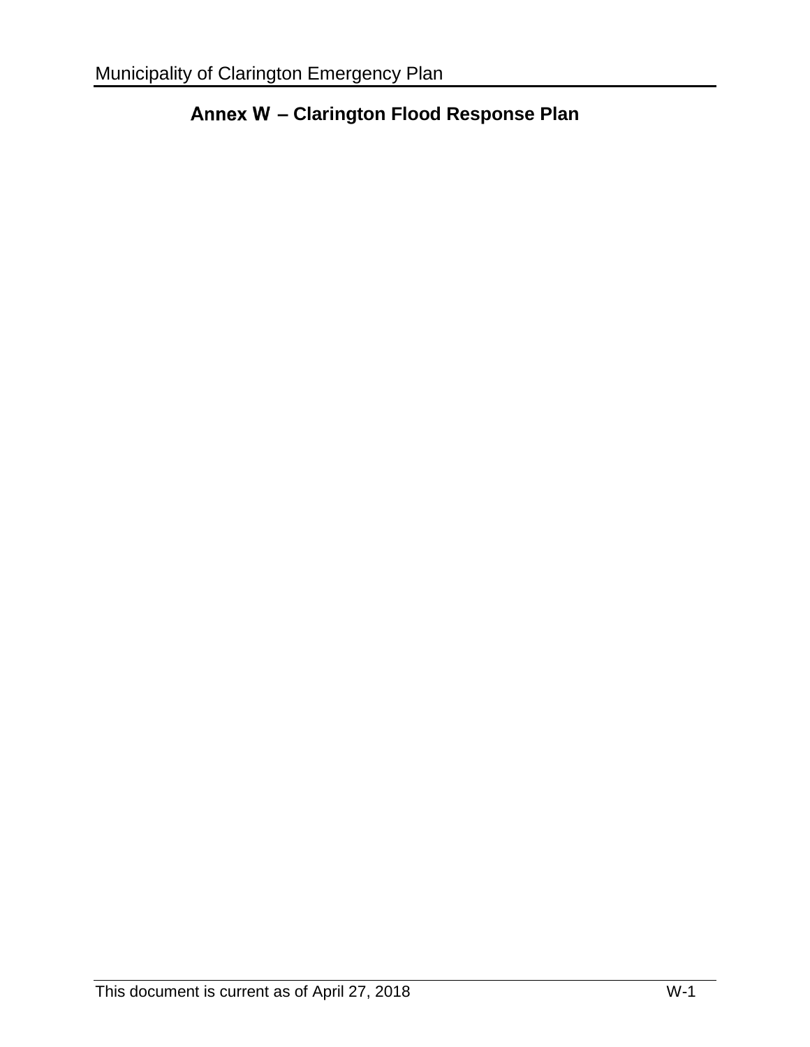# Annex W – Clarington Flood Response Plan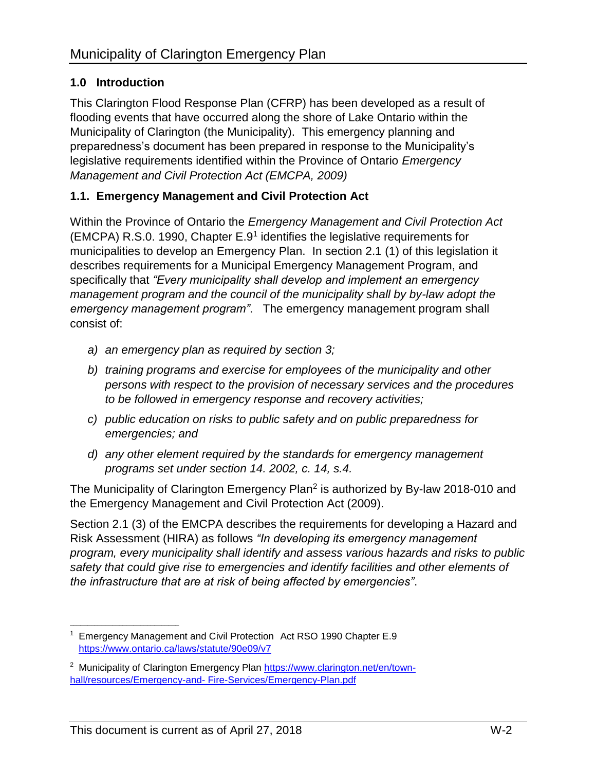## 1.0 Introduction

This Clarington Flood Response Plan (CFRP) has been developed as a result of flooding events that have occurred along the shore of Lake Ontario within the Municipality of Clarington (the Municipality). This emergency planning and preparedness's document has been prepared in response to the Municipality's legislative requirements identified within the Province of Ontario *Emergency Management and Civil Protection Act (EMCPA, 2009)*

### 1.1. Emergency Management and Civil Protection Act

Within the Province of Ontario the *Emergency Management and Civil Protection Act* (EMCPA) R.S.0. 1990, Chapter E.9[1] identifies the legislative requirements for municipalities to develop an Emergency Plan. In section 2.1 (1) of this legislation it describes requirements for a Municipal Emergency Management Program, and specifically that *"Every municipality shall develop and implement an emergency management program and the council of the municipality shall by by-law adopt the emergency management program"*. The emergency management program shall consist of:

- *a) an emergency plan as required by section 3;*
- *b) training programs and exercise for employees of the municipality and other persons with respect to the provision of necessary services and the procedures to be followed in emergency response and recovery activities;*
- *c) public education on risks to public safety and on public preparedness for emergencies; and*
- *d) any other element required by the standards for emergency management programs set under section 14. 2002, c. 14, s.4.*

The Municipality of Clarington Emergency Plan[2] is authorized by By-law 2018-010 and the Emergency Management and Civil Protection Act (2009).

Section 2.1 (3) of the EMCPA describes the requirements for developing a Hazard and Risk Assessment (HIRA) as follows *"In developing its emergency management program, every municipality shall identify and assess various hazards and risks to public safety that could give rise to emergencies and identify facilities and other elements of the infrastructure that are at risk of being affected by emergencies"*.

---

[1] Emergency Management and Civil Protection Act RSO 1990 Chapter E.9 https://www.ontario.ca/laws/statute/90e09/v7

[2] Municipality of Clarington Emergency Plan https://www.clarington.net/en/town-hall/resources/Emergency-and- Fire-Services/Emergency-Plan.pdf

This document is current as of April 27, 2018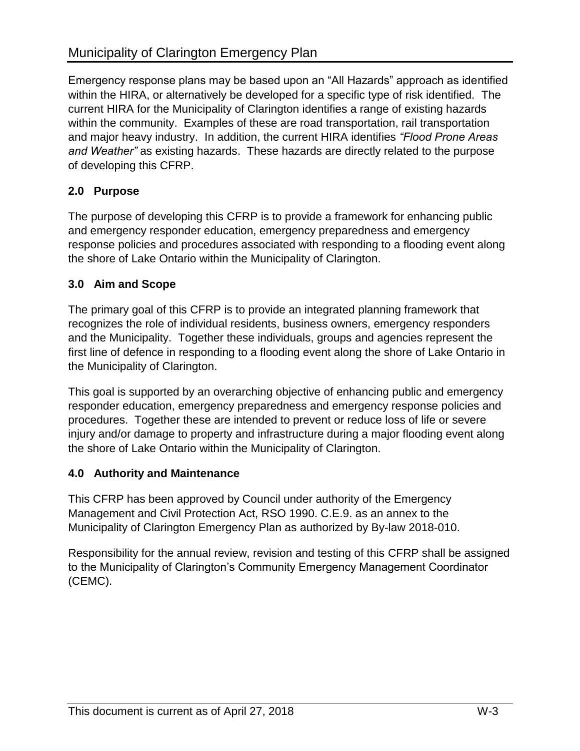Emergency response plans may be based upon an “All Hazards” approach as identified within the HIRA, or alternatively be developed for a specific type of risk identified. The current HIRA for the Municipality of Clarington identifies a range of existing hazards within the community. Examples of these are road transportation, rail transportation and major heavy industry. In addition, the current HIRA identifies *“Flood Prone Areas and Weather”* as existing hazards. These hazards are directly related to the purpose of developing this CFRP.

## 2.0 Purpose

The purpose of developing this CFRP is to provide a framework for enhancing public and emergency responder education, emergency preparedness and emergency response policies and procedures associated with responding to a flooding event along the shore of Lake Ontario within the Municipality of Clarington.

## 3.0 Aim and Scope

The primary goal of this CFRP is to provide an integrated planning framework that recognizes the role of individual residents, business owners, emergency responders and the Municipality. Together these individuals, groups and agencies represent the first line of defence in responding to a flooding event along the shore of Lake Ontario in the Municipality of Clarington.

This goal is supported by an overarching objective of enhancing public and emergency responder education, emergency preparedness and emergency response policies and procedures. Together these are intended to prevent or reduce loss of life or severe injury and/or damage to property and infrastructure during a major flooding event along the shore of Lake Ontario within the Municipality of Clarington.

## 4.0 Authority and Maintenance

This CFRP has been approved by Council under authority of the Emergency Management and Civil Protection Act, RSO 1990. C.E.9. as an annex to the Municipality of Clarington Emergency Plan as authorized by By-law 2018-010.

Responsibility for the annual review, revision and testing of this CFRP shall be assigned to the Municipality of Clarington’s Community Emergency Management Coordinator (CEMC).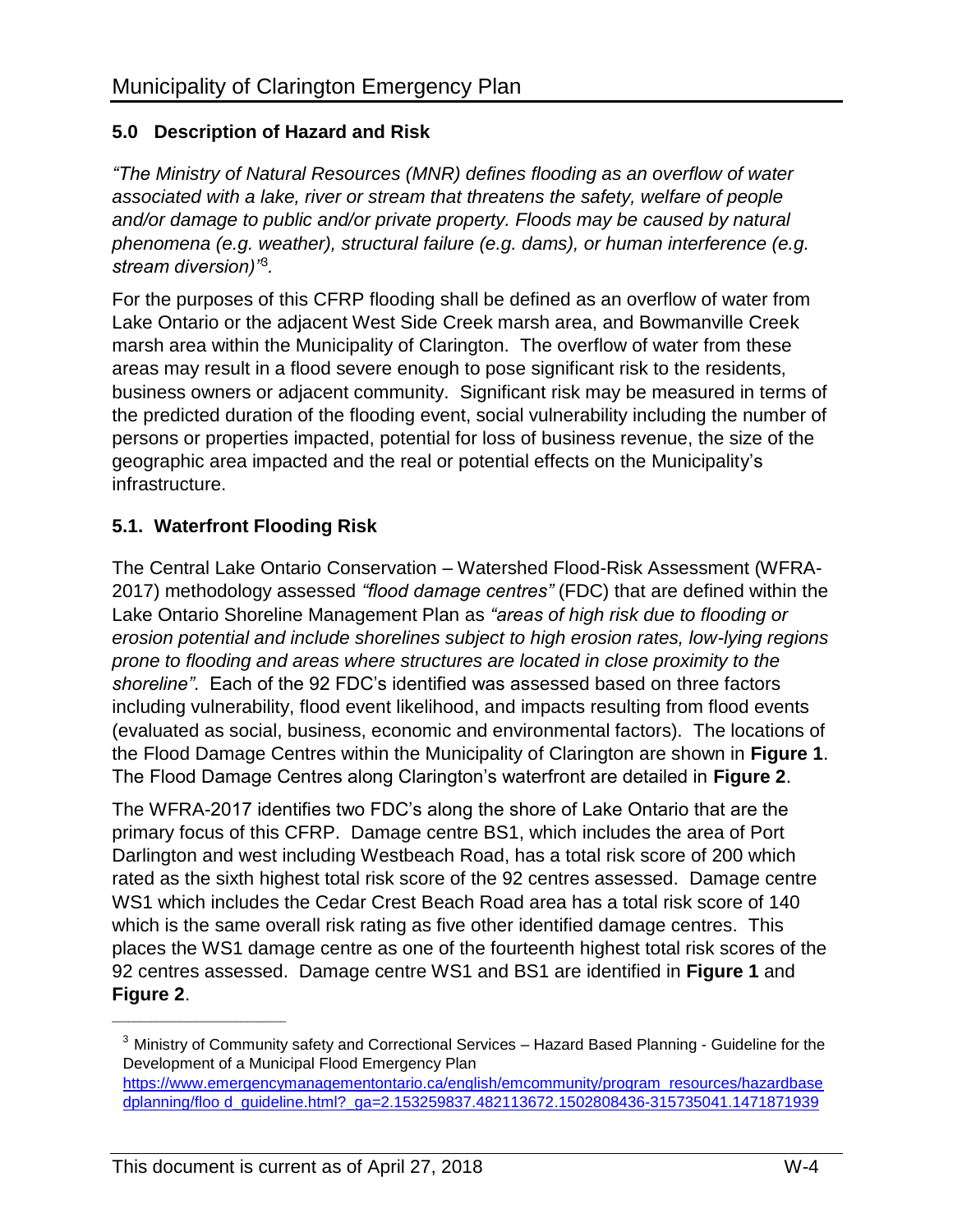## 5.0 Description of Hazard and Risk

*"The Ministry of Natural Resources (MNR) defines flooding as an overflow of water associated with a lake, river or stream that threatens the safety, welfare of people and/or damage to public and/or private property. Floods may be caused by natural phenomena (e.g. weather), structural failure (e.g. dams), or human interference (e.g. stream diversion)"[3].*

For the purposes of this CFRP flooding shall be defined as an overflow of water from Lake Ontario or the adjacent West Side Creek marsh area, and Bowmanville Creek marsh area within the Municipality of Clarington. The overflow of water from these areas may result in a flood severe enough to pose significant risk to the residents, business owners or adjacent community. Significant risk may be measured in terms of the predicted duration of the flooding event, social vulnerability including the number of persons or properties impacted, potential for loss of business revenue, the size of the geographic area impacted and the real or potential effects on the Municipality's infrastructure.

### 5.1. Waterfront Flooding Risk

The Central Lake Ontario Conservation – Watershed Flood-Risk Assessment (WFRA-2017) methodology assessed *"flood damage centres"* (FDC) that are defined within the Lake Ontario Shoreline Management Plan as *"areas of high risk due to flooding or erosion potential and include shorelines subject to high erosion rates, low-lying regions prone to flooding and areas where structures are located in close proximity to the shoreline"*. Each of the 92 FDC's identified was assessed based on three factors including vulnerability, flood event likelihood, and impacts resulting from flood events (evaluated as social, business, economic and environmental factors). The locations of the Flood Damage Centres within the Municipality of Clarington are shown in **Figure 1**. The Flood Damage Centres along Clarington's waterfront are detailed in **Figure 2**.

The WFRA-2017 identifies two FDC's along the shore of Lake Ontario that are the primary focus of this CFRP. Damage centre BS1, which includes the area of Port Darlington and west including Westbeach Road, has a total risk score of 200 which rated as the sixth highest total risk score of the 92 centres assessed. Damage centre WS1 which includes the Cedar Crest Beach Road area has a total risk score of 140 which is the same overall risk rating as five other identified damage centres. This places the WS1 damage centre as one of the fourteenth highest total risk scores of the 92 centres assessed. Damage centre WS1 and BS1 are identified in **Figure 1** and **Figure 2**.

---

[3] Ministry of Community safety and Correctional Services – Hazard Based Planning - Guideline for the Development of a Municipal Flood Emergency Plan https://www.emergencymanagementontario.ca/english/emcommunity/program_resources/hazardbasedplanning/floo d_guideline.html?_ga=2.153259837.482113672.1502808436-315735041.1471871939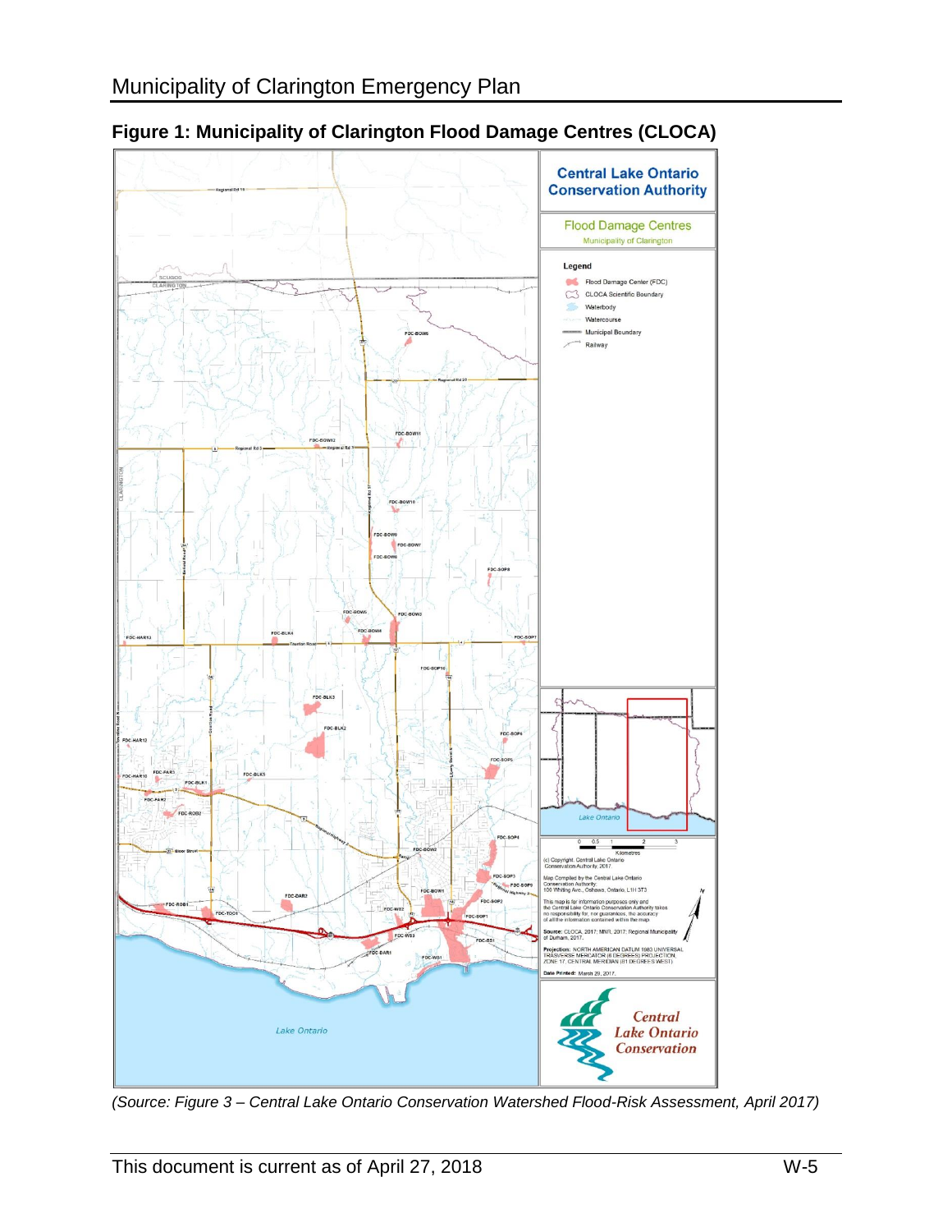## Figure 1: Municipality of Clarington Flood Damage Centres (CLOCA)

*(Source: Figure 3 – Central Lake Ontario Conservation Watershed Flood-Risk Assessment, April 2017)*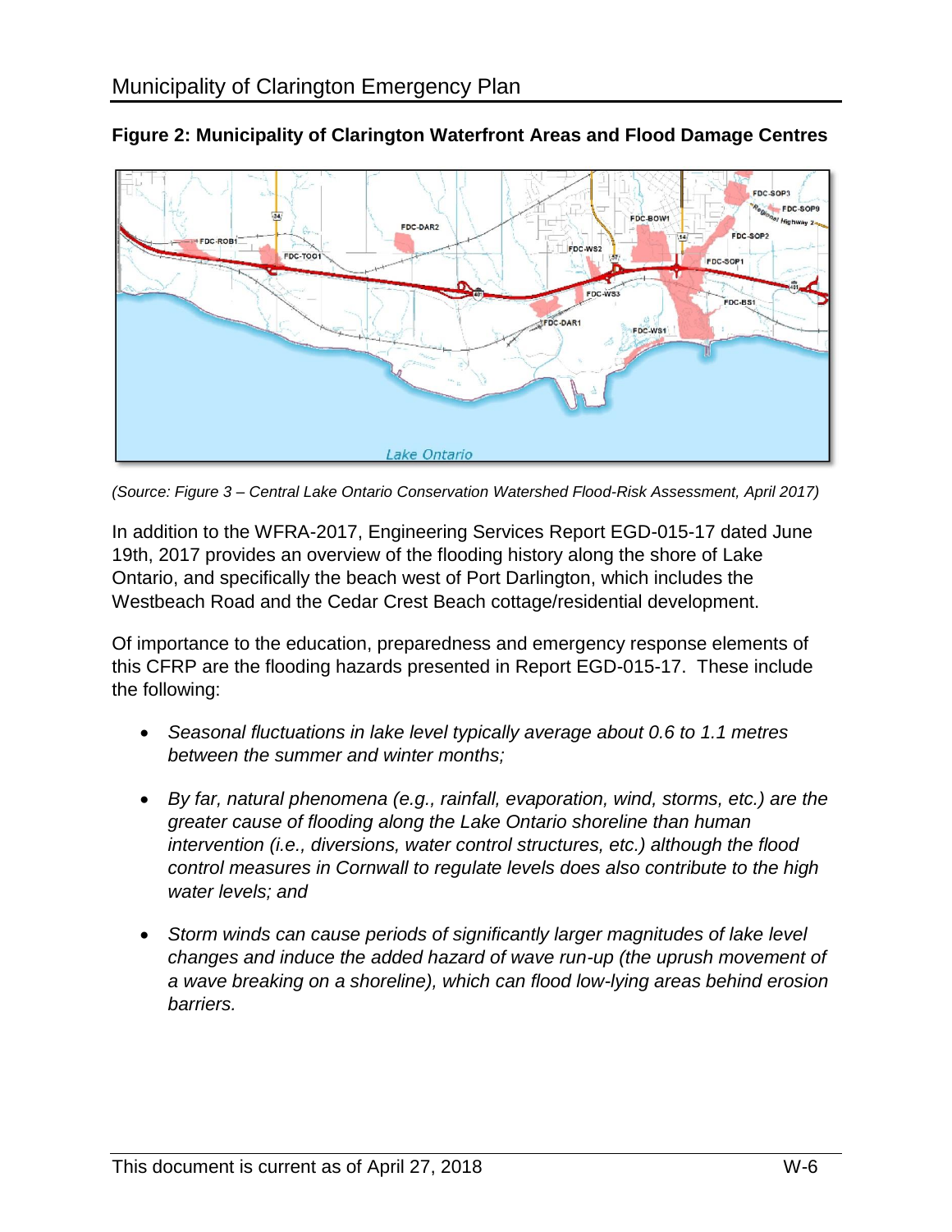**Figure 2: Municipality of Clarington Waterfront Areas and Flood Damage Centres**

*(Source: Figure 3 – Central Lake Ontario Conservation Watershed Flood-Risk Assessment, April 2017)*

In addition to the WFRA-2017, Engineering Services Report EGD-015-17 dated June 19th, 2017 provides an overview of the flooding history along the shore of Lake Ontario, and specifically the beach west of Port Darlington, which includes the Westbeach Road and the Cedar Crest Beach cottage/residential development.

Of importance to the education, preparedness and emergency response elements of this CFRP are the flooding hazards presented in Report EGD-015-17. These include the following:

- *Seasonal fluctuations in lake level typically average about 0.6 to 1.1 metres between the summer and winter months;*
- *By far, natural phenomena (e.g., rainfall, evaporation, wind, storms, etc.) are the greater cause of flooding along the Lake Ontario shoreline than human intervention (i.e., diversions, water control structures, etc.) although the flood control measures in Cornwall to regulate levels does also contribute to the high water levels; and*
- *Storm winds can cause periods of significantly larger magnitudes of lake level changes and induce the added hazard of wave run-up (the uprush movement of a wave breaking on a shoreline), which can flood low-lying areas behind erosion barriers.*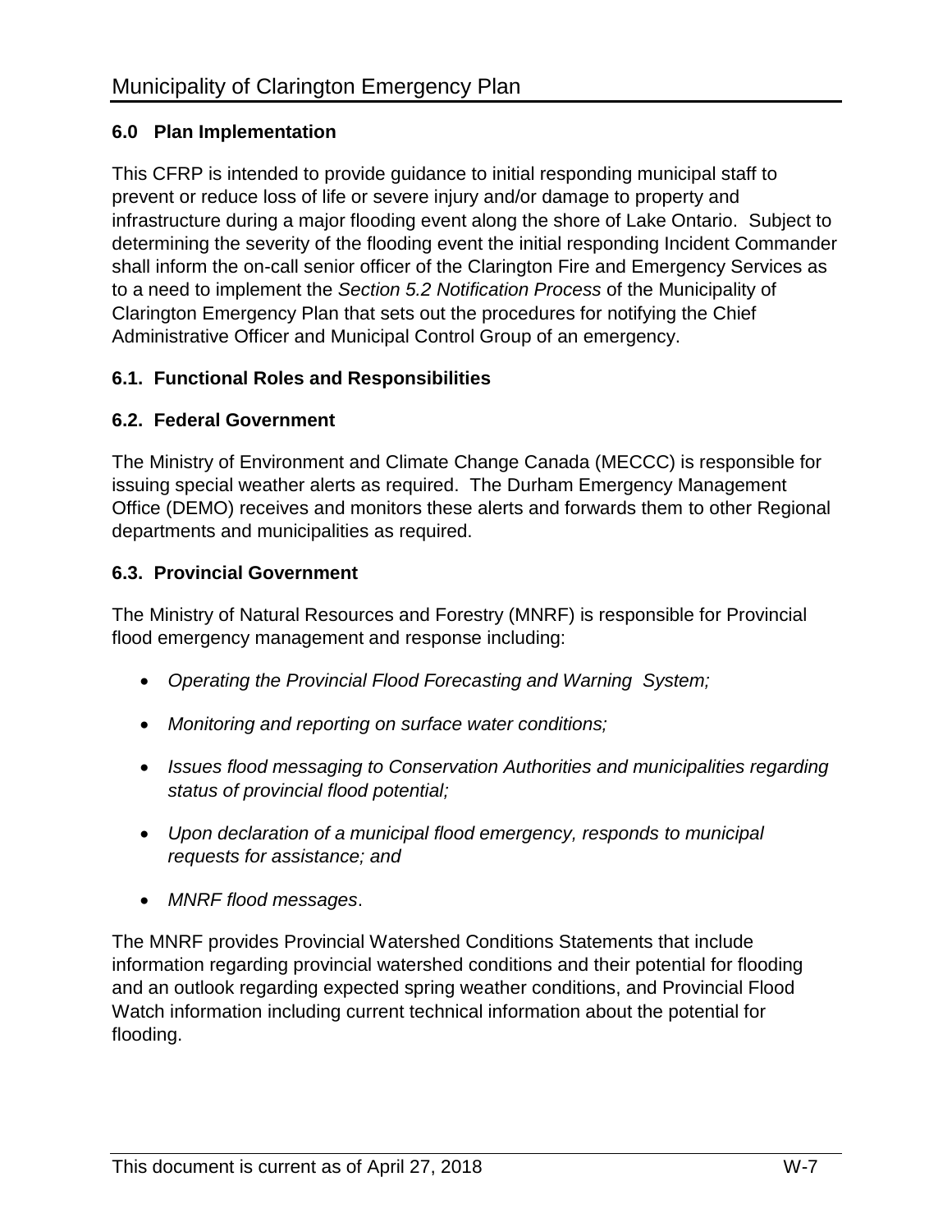## 6.0 Plan Implementation

This CFRP is intended to provide guidance to initial responding municipal staff to prevent or reduce loss of life or severe injury and/or damage to property and infrastructure during a major flooding event along the shore of Lake Ontario. Subject to determining the severity of the flooding event the initial responding Incident Commander shall inform the on-call senior officer of the Clarington Fire and Emergency Services as to a need to implement the *Section 5.2 Notification Process* of the Municipality of Clarington Emergency Plan that sets out the procedures for notifying the Chief Administrative Officer and Municipal Control Group of an emergency.

### 6.1. Functional Roles and Responsibilities

### 6.2. Federal Government

The Ministry of Environment and Climate Change Canada (MECCC) is responsible for issuing special weather alerts as required. The Durham Emergency Management Office (DEMO) receives and monitors these alerts and forwards them to other Regional departments and municipalities as required.

### 6.3. Provincial Government

The Ministry of Natural Resources and Forestry (MNRF) is responsible for Provincial flood emergency management and response including:

- *Operating the Provincial Flood Forecasting and Warning System;*
- *Monitoring and reporting on surface water conditions;*
- *Issues flood messaging to Conservation Authorities and municipalities regarding status of provincial flood potential;*
- *Upon declaration of a municipal flood emergency, responds to municipal requests for assistance; and*
- *MNRF flood messages*.

The MNRF provides Provincial Watershed Conditions Statements that include information regarding provincial watershed conditions and their potential for flooding and an outlook regarding expected spring weather conditions, and Provincial Flood Watch information including current technical information about the potential for flooding.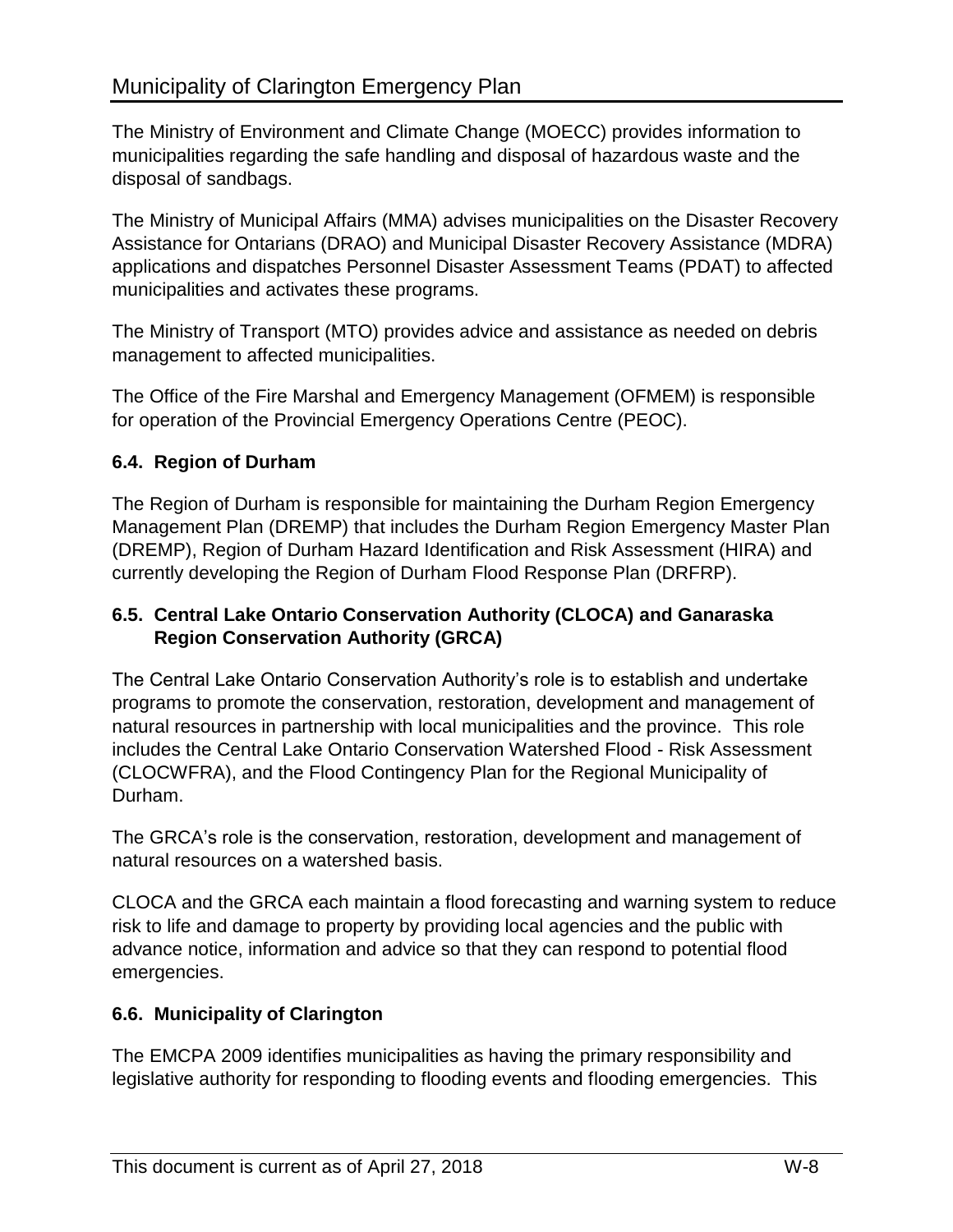The Ministry of Environment and Climate Change (MOECC) provides information to municipalities regarding the safe handling and disposal of hazardous waste and the disposal of sandbags.

The Ministry of Municipal Affairs (MMA) advises municipalities on the Disaster Recovery Assistance for Ontarians (DRAO) and Municipal Disaster Recovery Assistance (MDRA) applications and dispatches Personnel Disaster Assessment Teams (PDAT) to affected municipalities and activates these programs.

The Ministry of Transport (MTO) provides advice and assistance as needed on debris management to affected municipalities.

The Office of the Fire Marshal and Emergency Management (OFMEM) is responsible for operation of the Provincial Emergency Operations Centre (PEOC).

### 6.4. Region of Durham

The Region of Durham is responsible for maintaining the Durham Region Emergency Management Plan (DREMP) that includes the Durham Region Emergency Master Plan (DREMP), Region of Durham Hazard Identification and Risk Assessment (HIRA) and currently developing the Region of Durham Flood Response Plan (DRFRP).

### 6.5. Central Lake Ontario Conservation Authority (CLOCA) and Ganaraska Region Conservation Authority (GRCA)

The Central Lake Ontario Conservation Authority's role is to establish and undertake programs to promote the conservation, restoration, development and management of natural resources in partnership with local municipalities and the province. This role includes the Central Lake Ontario Conservation Watershed Flood - Risk Assessment (CLOCWFRA), and the Flood Contingency Plan for the Regional Municipality of Durham.

The GRCA's role is the conservation, restoration, development and management of natural resources on a watershed basis.

CLOCA and the GRCA each maintain a flood forecasting and warning system to reduce risk to life and damage to property by providing local agencies and the public with advance notice, information and advice so that they can respond to potential flood emergencies.

### 6.6. Municipality of Clarington

The EMCPA 2009 identifies municipalities as having the primary responsibility and legislative authority for responding to flooding events and flooding emergencies. This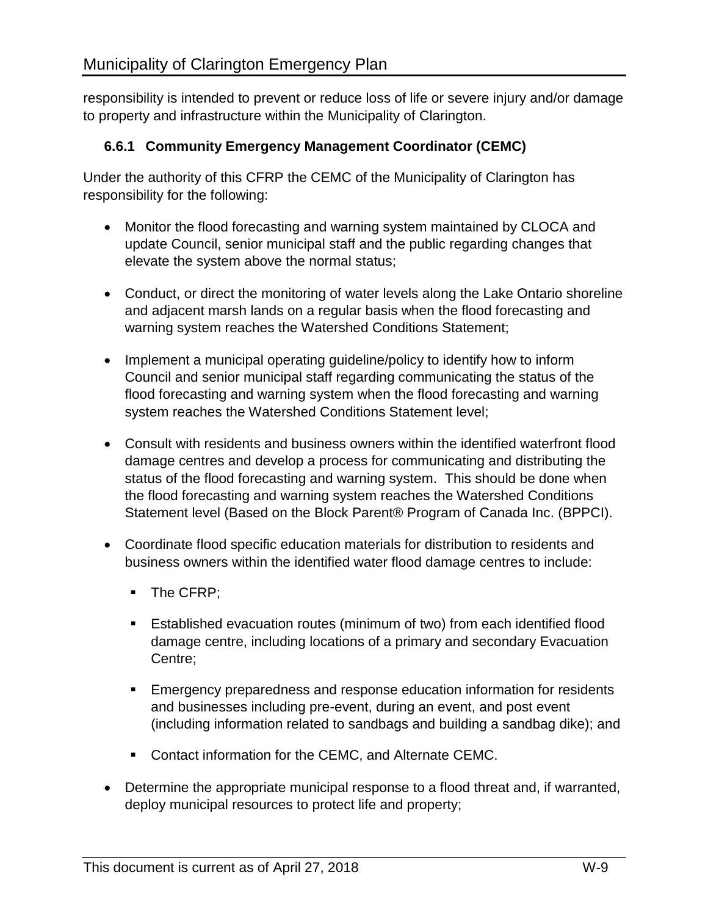responsibility is intended to prevent or reduce loss of life or severe injury and/or damage to property and infrastructure within the Municipality of Clarington.

### 6.6.1 Community Emergency Management Coordinator (CEMC)

Under the authority of this CFRP the CEMC of the Municipality of Clarington has responsibility for the following:

- Monitor the flood forecasting and warning system maintained by CLOCA and update Council, senior municipal staff and the public regarding changes that elevate the system above the normal status;
- Conduct, or direct the monitoring of water levels along the Lake Ontario shoreline and adjacent marsh lands on a regular basis when the flood forecasting and warning system reaches the Watershed Conditions Statement;
- Implement a municipal operating guideline/policy to identify how to inform Council and senior municipal staff regarding communicating the status of the flood forecasting and warning system when the flood forecasting and warning system reaches the Watershed Conditions Statement level;
- Consult with residents and business owners within the identified waterfront flood damage centres and develop a process for communicating and distributing the status of the flood forecasting and warning system. This should be done when the flood forecasting and warning system reaches the Watershed Conditions Statement level (Based on the Block Parent® Program of Canada Inc. (BPPCI).
- Coordinate flood specific education materials for distribution to residents and business owners within the identified water flood damage centres to include:
  - The CFRP;
  - Established evacuation routes (minimum of two) from each identified flood damage centre, including locations of a primary and secondary Evacuation Centre;
  - Emergency preparedness and response education information for residents and businesses including pre-event, during an event, and post event (including information related to sandbags and building a sandbag dike); and
  - Contact information for the CEMC, and Alternate CEMC.
- Determine the appropriate municipal response to a flood threat and, if warranted, deploy municipal resources to protect life and property;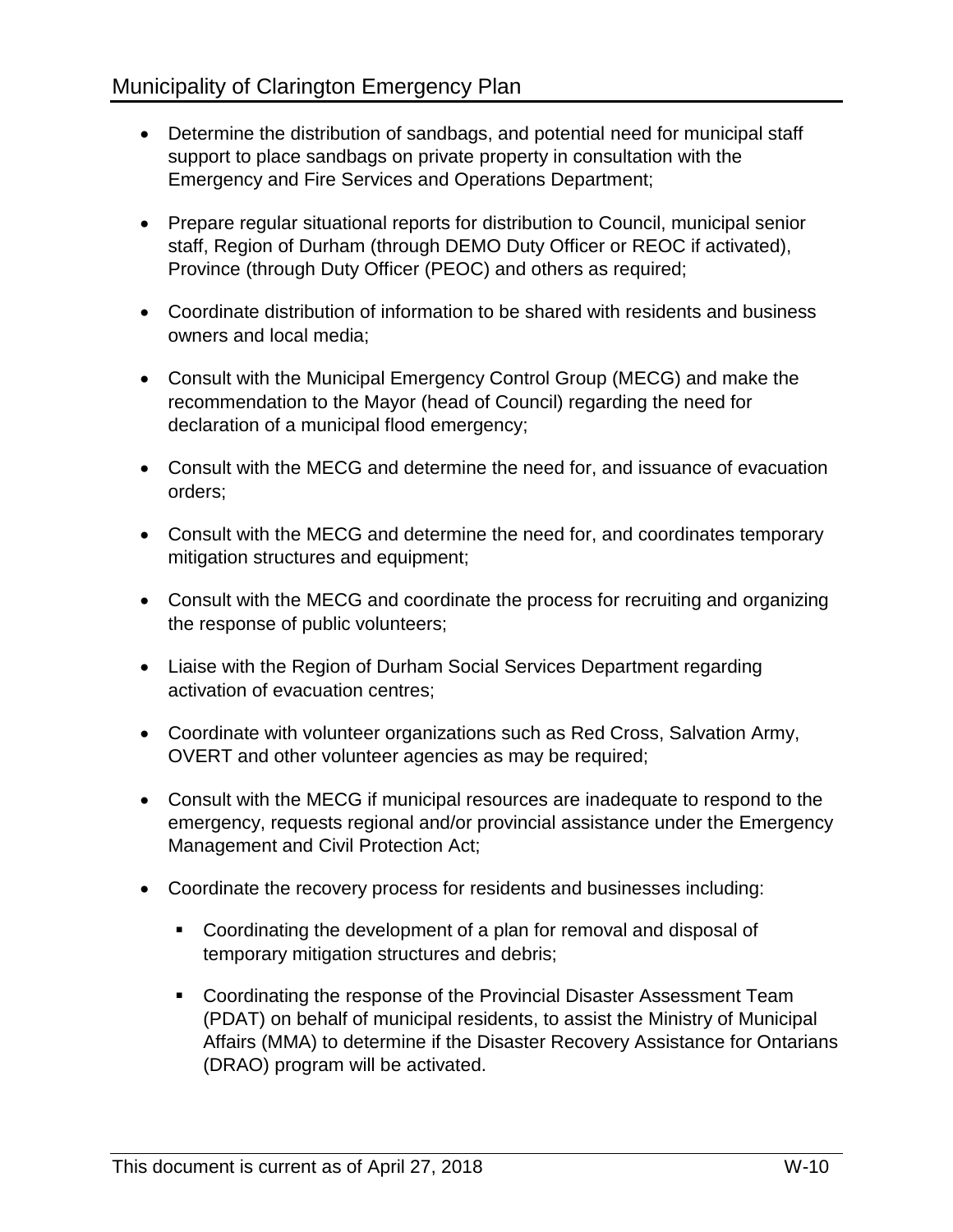- Determine the distribution of sandbags, and potential need for municipal staff support to place sandbags on private property in consultation with the Emergency and Fire Services and Operations Department;

- Prepare regular situational reports for distribution to Council, municipal senior staff, Region of Durham (through DEMO Duty Officer or REOC if activated), Province (through Duty Officer (PEOC) and others as required;

- Coordinate distribution of information to be shared with residents and business owners and local media;

- Consult with the Municipal Emergency Control Group (MECG) and make the recommendation to the Mayor (head of Council) regarding the need for declaration of a municipal flood emergency;

- Consult with the MECG and determine the need for, and issuance of evacuation orders;

- Consult with the MECG and determine the need for, and coordinates temporary mitigation structures and equipment;

- Consult with the MECG and coordinate the process for recruiting and organizing the response of public volunteers;

- Liaise with the Region of Durham Social Services Department regarding activation of evacuation centres;

- Coordinate with volunteer organizations such as Red Cross, Salvation Army, OVERT and other volunteer agencies as may be required;

- Consult with the MECG if municipal resources are inadequate to respond to the emergency, requests regional and/or provincial assistance under the Emergency Management and Civil Protection Act;

- Coordinate the recovery process for residents and businesses including:

  - Coordinating the development of a plan for removal and disposal of temporary mitigation structures and debris;

  - Coordinating the response of the Provincial Disaster Assessment Team (PDAT) on behalf of municipal residents, to assist the Ministry of Municipal Affairs (MMA) to determine if the Disaster Recovery Assistance for Ontarians (DRAO) program will be activated.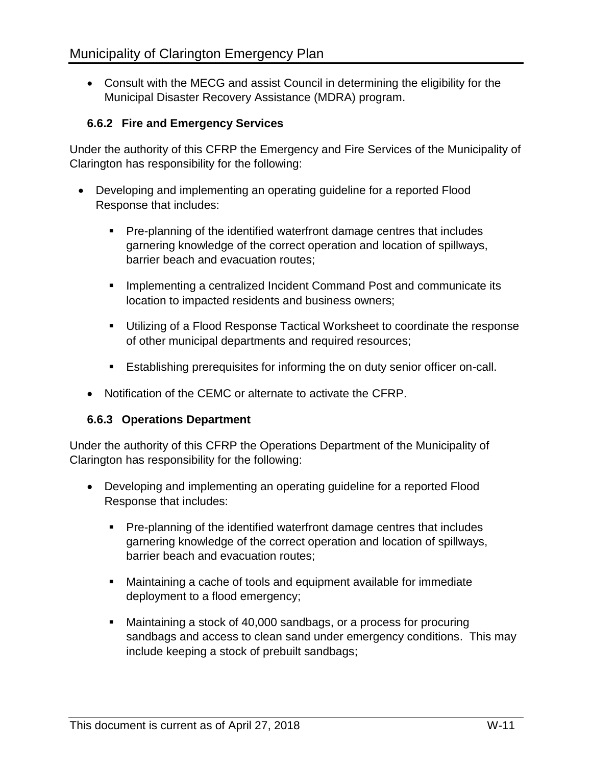- Consult with the MECG and assist Council in determining the eligibility for the Municipal Disaster Recovery Assistance (MDRA) program.

### 6.6.2 Fire and Emergency Services

Under the authority of this CFRP the Emergency and Fire Services of the Municipality of Clarington has responsibility for the following:

- Developing and implementing an operating guideline for a reported Flood Response that includes:
  - Pre-planning of the identified waterfront damage centres that includes garnering knowledge of the correct operation and location of spillways, barrier beach and evacuation routes;
  - Implementing a centralized Incident Command Post and communicate its location to impacted residents and business owners;
  - Utilizing of a Flood Response Tactical Worksheet to coordinate the response of other municipal departments and required resources;
  - Establishing prerequisites for informing the on duty senior officer on-call.
- Notification of the CEMC or alternate to activate the CFRP.

### 6.6.3 Operations Department

Under the authority of this CFRP the Operations Department of the Municipality of Clarington has responsibility for the following:

- Developing and implementing an operating guideline for a reported Flood Response that includes:
  - Pre-planning of the identified waterfront damage centres that includes garnering knowledge of the correct operation and location of spillways, barrier beach and evacuation routes;
  - Maintaining a cache of tools and equipment available for immediate deployment to a flood emergency;
  - Maintaining a stock of 40,000 sandbags, or a process for procuring sandbags and access to clean sand under emergency conditions. This may include keeping a stock of prebuilt sandbags;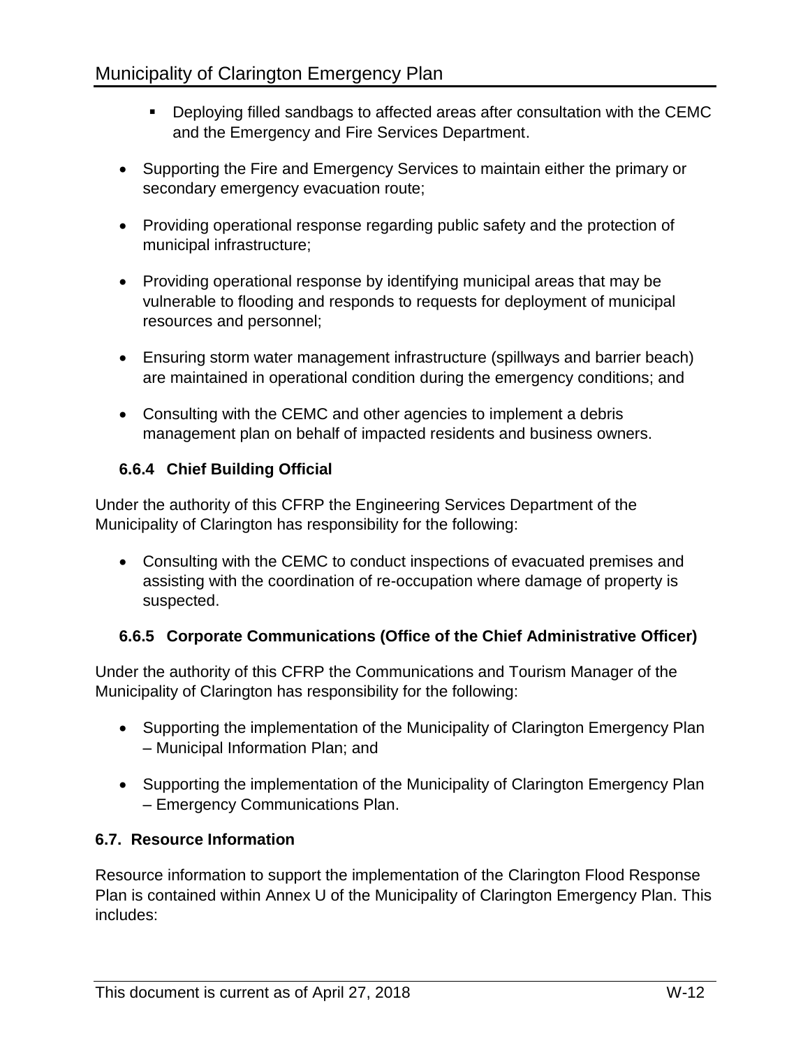- Deploying filled sandbags to affected areas after consultation with the CEMC and the Emergency and Fire Services Department.

- Supporting the Fire and Emergency Services to maintain either the primary or secondary emergency evacuation route;
- Providing operational response regarding public safety and the protection of municipal infrastructure;
- Providing operational response by identifying municipal areas that may be vulnerable to flooding and responds to requests for deployment of municipal resources and personnel;
- Ensuring storm water management infrastructure (spillways and barrier beach) are maintained in operational condition during the emergency conditions; and
- Consulting with the CEMC and other agencies to implement a debris management plan on behalf of impacted residents and business owners.

#### 6.6.4 Chief Building Official

Under the authority of this CFRP the Engineering Services Department of the Municipality of Clarington has responsibility for the following:

- Consulting with the CEMC to conduct inspections of evacuated premises and assisting with the coordination of re-occupation where damage of property is suspected.

#### 6.6.5 Corporate Communications (Office of the Chief Administrative Officer)

Under the authority of this CFRP the Communications and Tourism Manager of the Municipality of Clarington has responsibility for the following:

- Supporting the implementation of the Municipality of Clarington Emergency Plan – Municipal Information Plan; and
- Supporting the implementation of the Municipality of Clarington Emergency Plan – Emergency Communications Plan.

### 6.7. Resource Information

Resource information to support the implementation of the Clarington Flood Response Plan is contained within Annex U of the Municipality of Clarington Emergency Plan. This includes: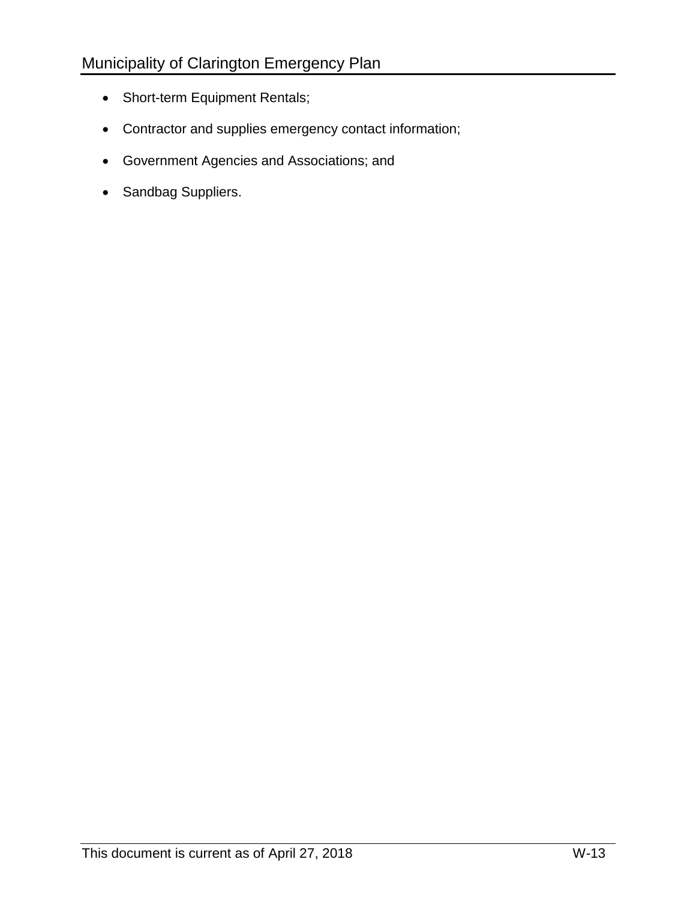- Short-term Equipment Rentals;
- Contractor and supplies emergency contact information;
- Government Agencies and Associations; and
- Sandbag Suppliers.